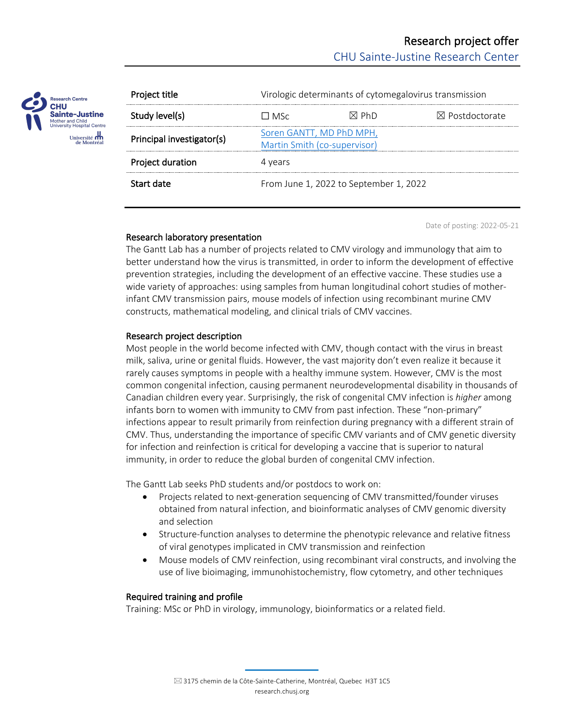# Research project offer

## CHU Sainte-Justine Research Center

| Project title | Virologic determinants of cytomegalovirus transmission | | |
|---|---|---|---|
| Study level(s) | ☐ MSc | ☒ PhD | ☒ Postdoctorate |
| Principal investigator(s) | Soren GANTT, MD PhD MPH, Martin Smith (co-supervisor) | | |
| Project duration | 4 years | | |
| Start date | From June 1, 2022 to September 1, 2022 | | |

Date of posting: 2022-05-21

### Research laboratory presentation

The Gantt Lab has a number of projects related to CMV virology and immunology that aim to better understand how the virus is transmitted, in order to inform the development of effective prevention strategies, including the development of an effective vaccine. These studies use a wide variety of approaches: using samples from human longitudinal cohort studies of mother-infant CMV transmission pairs, mouse models of infection using recombinant murine CMV constructs, mathematical modeling, and clinical trials of CMV vaccines.

### Research project description

Most people in the world become infected with CMV, though contact with the virus in breast milk, saliva, urine or genital fluids. However, the vast majority don't even realize it because it rarely causes symptoms in people with a healthy immune system. However, CMV is the most common congenital infection, causing permanent neurodevelopmental disability in thousands of Canadian children every year. Surprisingly, the risk of congenital CMV infection is *higher* among infants born to women with immunity to CMV from past infection. These "non-primary" infections appear to result primarily from reinfection during pregnancy with a different strain of CMV. Thus, understanding the importance of specific CMV variants and of CMV genetic diversity for infection and reinfection is critical for developing a vaccine that is superior to natural immunity, in order to reduce the global burden of congenital CMV infection.

The Gantt Lab seeks PhD students and/or postdocs to work on:

- Projects related to next-generation sequencing of CMV transmitted/founder viruses obtained from natural infection, and bioinformatic analyses of CMV genomic diversity and selection
- Structure-function analyses to determine the phenotypic relevance and relative fitness of viral genotypes implicated in CMV transmission and reinfection
- Mouse models of CMV reinfection, using recombinant viral constructs, and involving the use of live bioimaging, immunohistochemistry, flow cytometry, and other techniques

### Required training and profile

Training: MSc or PhD in virology, immunology, bioinformatics or a related field.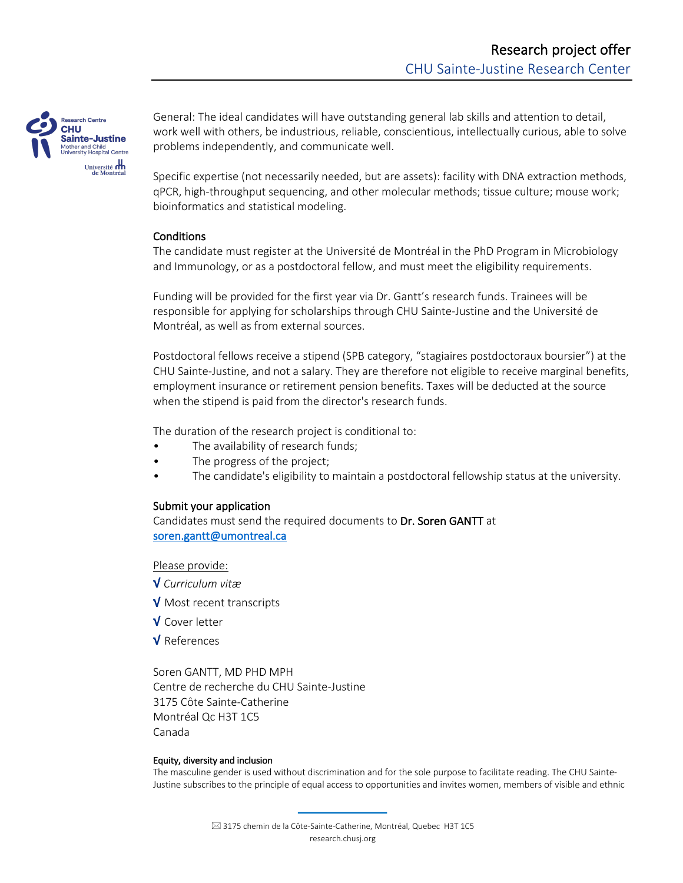General: The ideal candidates will have outstanding general lab skills and attention to detail, work well with others, be industrious, reliable, conscientious, intellectually curious, able to solve problems independently, and communicate well.

Specific expertise (not necessarily needed, but are assets): facility with DNA extraction methods, qPCR, high-throughput sequencing, and other molecular methods; tissue culture; mouse work; bioinformatics and statistical modeling.

## Conditions

The candidate must register at the Université de Montréal in the PhD Program in Microbiology and Immunology, or as a postdoctoral fellow, and must meet the eligibility requirements.

Funding will be provided for the first year via Dr. Gantt's research funds. Trainees will be responsible for applying for scholarships through CHU Sainte-Justine and the Université de Montréal, as well as from external sources.

Postdoctoral fellows receive a stipend (SPB category, "stagiaires postdoctoraux boursier") at the CHU Sainte-Justine, and not a salary. They are therefore not eligible to receive marginal benefits, employment insurance or retirement pension benefits. Taxes will be deducted at the source when the stipend is paid from the director's research funds.

The duration of the research project is conditional to:

- The availability of research funds;
- The progress of the project;
- The candidate's eligibility to maintain a postdoctoral fellowship status at the university.

## Submit your application

Candidates must send the required documents to **Dr. Soren GANTT** at soren.gantt@umontreal.ca

Please provide:

√ *Curriculum vitæ*

√ Most recent transcripts

√ Cover letter

√ References

Soren GANTT, MD PHD MPH
Centre de recherche du CHU Sainte-Justine
3175 Côte Sainte-Catherine
Montréal Qc H3T 1C5
Canada

#### Equity, diversity and inclusion

The masculine gender is used without discrimination and for the sole purpose to facilitate reading. The CHU Sainte-Justine subscribes to the principle of equal access to opportunities and invites women, members of visible and ethnic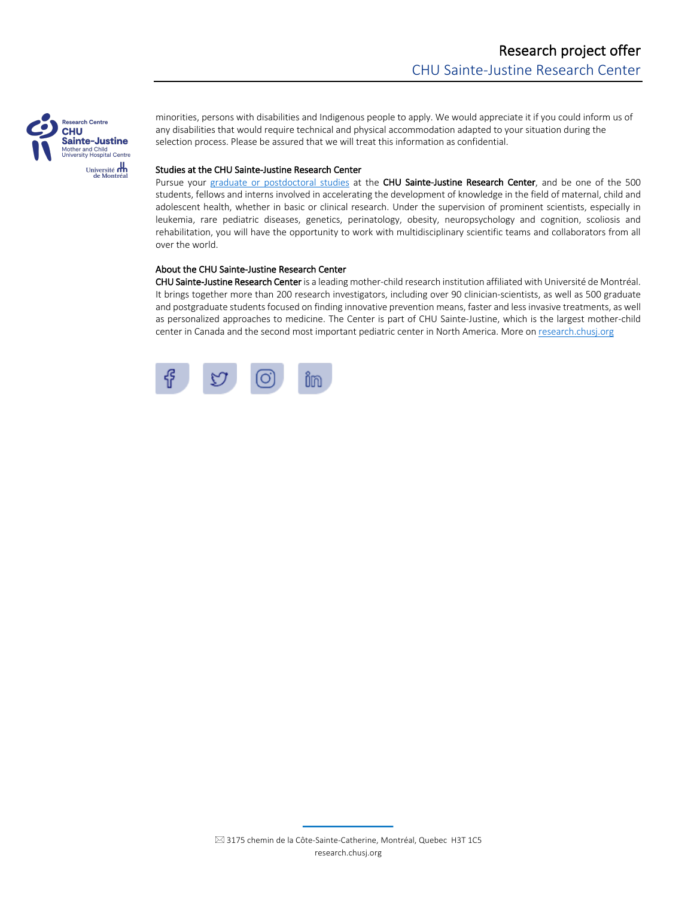minorities, persons with disabilities and Indigenous people to apply. We would appreciate it if you could inform us of any disabilities that would require technical and physical accommodation adapted to your situation during the selection process. Please be assured that we will treat this information as confidential.

## Studies at the CHU Sainte-Justine Research Center

Pursue your graduate or postdoctoral studies at the **CHU Sainte-Justine Research Center**, and be one of the 500 students, fellows and interns involved in accelerating the development of knowledge in the field of maternal, child and adolescent health, whether in basic or clinical research. Under the supervision of prominent scientists, especially in leukemia, rare pediatric diseases, genetics, perinatology, obesity, neuropsychology and cognition, scoliosis and rehabilitation, you will have the opportunity to work with multidisciplinary scientific teams and collaborators from all over the world.

## About the CHU Sainte-Justine Research Center

**CHU Sainte-Justine Research Center** is a leading mother-child research institution affiliated with Université de Montréal. It brings together more than 200 research investigators, including over 90 clinician-scientists, as well as 500 graduate and postgraduate students focused on finding innovative prevention means, faster and less invasive treatments, as well as personalized approaches to medicine. The Center is part of CHU Sainte-Justine, which is the largest mother-child center in Canada and the second most important pediatric center in North America. More on research.chusj.org

3175 chemin de la Côte-Sainte-Catherine, Montréal, Quebec H3T 1C5
research.chusj.org